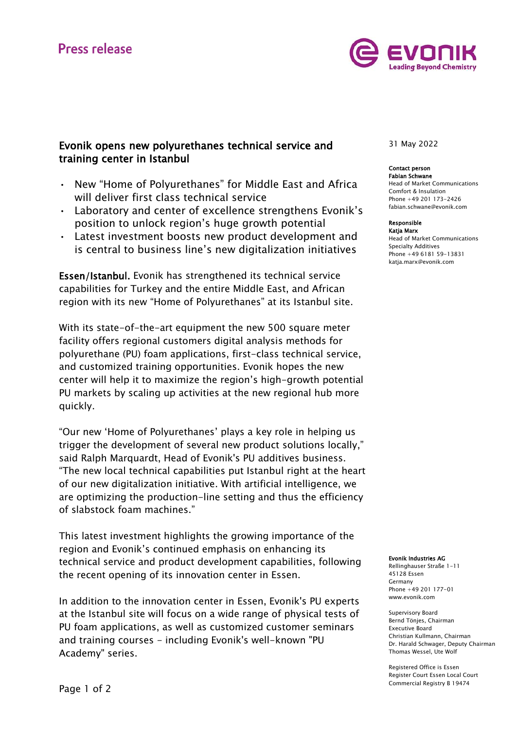Press release

# Evonik opens new polyurethanes technical service and training center in Istanbul

- New "Home of Polyurethanes" for Middle East and Africa will deliver first class technical service
- Laboratory and center of excellence strengthens Evonik's position to unlock region's huge growth potential
- Latest investment boosts new product development and is central to business line's new digitalization initiatives

**Essen/Istanbul.** Evonik has strengthened its technical service capabilities for Turkey and the entire Middle East, and African region with its new "Home of Polyurethanes" at its Istanbul site.

With its state-of-the-art equipment the new 500 square meter facility offers regional customers digital analysis methods for polyurethane (PU) foam applications, first-class technical service, and customized training opportunities. Evonik hopes the new center will help it to maximize the region's high-growth potential PU markets by scaling up activities at the new regional hub more quickly.

"Our new 'Home of Polyurethanes' plays a key role in helping us trigger the development of several new product solutions locally," said Ralph Marquardt, Head of Evonik's PU additives business. "The new local technical capabilities put Istanbul right at the heart of our new digitalization initiative. With artificial intelligence, we are optimizing the production-line setting and thus the efficiency of slabstock foam machines."

This latest investment highlights the growing importance of the region and Evonik's continued emphasis on enhancing its technical service and product development capabilities, following the recent opening of its innovation center in Essen.

In addition to the innovation center in Essen, Evonik's PU experts at the Istanbul site will focus on a wide range of physical tests of PU foam applications, as well as customized customer seminars and training courses - including Evonik's well-known "PU Academy" series.

31 May 2022

**Contact person**
**Fabian Schwane**
Head of Market Communications
Comfort & Insulation
Phone +49 201 173-2426
fabian.schwane@evonik.com

**Responsible**
**Katja Marx**
Head of Market Communications
Specialty Additives
Phone +49 6181 59-13831
katja.marx@evonik.com

**Evonik Industries AG**
Rellinghauser Straße 1-11
45128 Essen
Germany
Phone +49 201 177-01
www.evonik.com

Supervisory Board
Bernd Tönjes, Chairman
Executive Board
Christian Kullmann, Chairman
Dr. Harald Schwager, Deputy Chairman
Thomas Wessel, Ute Wolf

Registered Office is Essen
Register Court Essen Local Court
Commercial Registry B 19474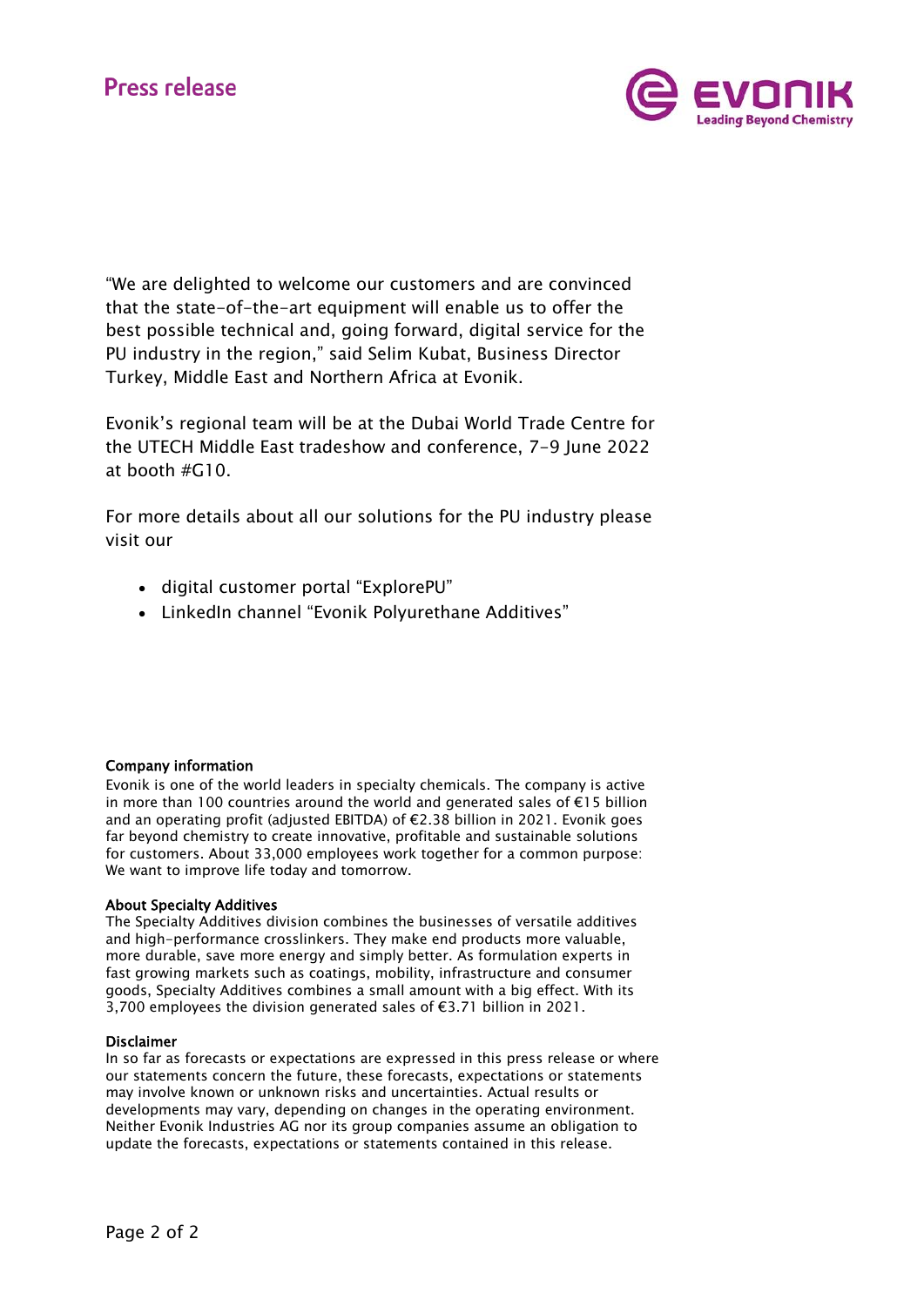“We are delighted to welcome our customers and are convinced that the state-of-the-art equipment will enable us to offer the best possible technical and, going forward, digital service for the PU industry in the region,” said Selim Kubat, Business Director Turkey, Middle East and Northern Africa at Evonik.

Evonik’s regional team will be at the Dubai World Trade Centre for the UTECH Middle East tradeshow and conference, 7-9 June 2022 at booth #G10.

For more details about all our solutions for the PU industry please visit our

- digital customer portal “ExplorePU”
- LinkedIn channel “Evonik Polyurethane Additives”

**Company information**
Evonik is one of the world leaders in specialty chemicals. The company is active in more than 100 countries around the world and generated sales of €15 billion and an operating profit (adjusted EBITDA) of €2.38 billion in 2021. Evonik goes far beyond chemistry to create innovative, profitable and sustainable solutions for customers. About 33,000 employees work together for a common purpose: We want to improve life today and tomorrow.

**About Specialty Additives**
The Specialty Additives division combines the businesses of versatile additives and high-performance crosslinkers. They make end products more valuable, more durable, save more energy and simply better. As formulation experts in fast growing markets such as coatings, mobility, infrastructure and consumer goods, Specialty Additives combines a small amount with a big effect. With its 3,700 employees the division generated sales of €3.71 billion in 2021.

**Disclaimer**
In so far as forecasts or expectations are expressed in this press release or where our statements concern the future, these forecasts, expectations or statements may involve known or unknown risks and uncertainties. Actual results or developments may vary, depending on changes in the operating environment. Neither Evonik Industries AG nor its group companies assume an obligation to update the forecasts, expectations or statements contained in this release.